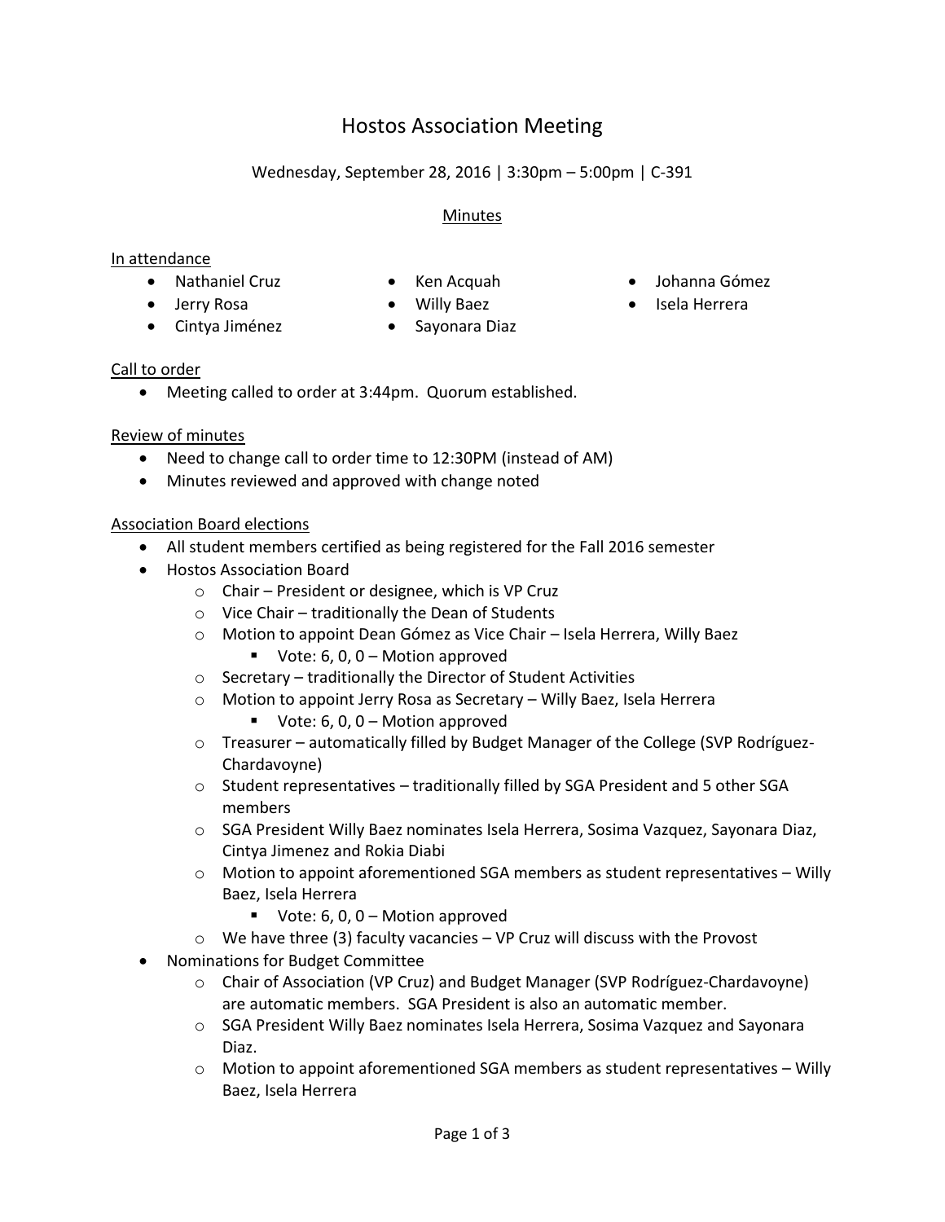# Hostos Association Meeting

Wednesday, September 28, 2016 | 3:30pm – 5:00pm | C-391

## Minutes

### In attendance

- Nathaniel Cruz
- Jerry Rosa
- Cintya Jiménez
- Ken Acquah
- Willy Baez
- Sayonara Diaz
- Johanna Gómez
- Isela Herrera

### Call to order

- Meeting called to order at 3:44pm. Quorum established.

### Review of minutes

- Need to change call to order time to 12:30PM (instead of AM)
- Minutes reviewed and approved with change noted

### Association Board elections

- All student members certified as being registered for the Fall 2016 semester
- Hostos Association Board
  - Chair – President or designee, which is VP Cruz
  - Vice Chair – traditionally the Dean of Students
  - Motion to appoint Dean Gómez as Vice Chair – Isela Herrera, Willy Baez
    - Vote: 6, 0, 0 – Motion approved
  - Secretary – traditionally the Director of Student Activities
  - Motion to appoint Jerry Rosa as Secretary – Willy Baez, Isela Herrera
    - Vote: 6, 0, 0 – Motion approved
  - Treasurer – automatically filled by Budget Manager of the College (SVP Rodríguez-Chardavoyne)
  - Student representatives – traditionally filled by SGA President and 5 other SGA members
  - SGA President Willy Baez nominates Isela Herrera, Sosima Vazquez, Sayonara Diaz, Cintya Jimenez and Rokia Diabi
  - Motion to appoint aforementioned SGA members as student representatives – Willy Baez, Isela Herrera
    - Vote: 6, 0, 0 – Motion approved
  - We have three (3) faculty vacancies – VP Cruz will discuss with the Provost
- Nominations for Budget Committee
  - Chair of Association (VP Cruz) and Budget Manager (SVP Rodríguez-Chardavoyne) are automatic members. SGA President is also an automatic member.
  - SGA President Willy Baez nominates Isela Herrera, Sosima Vazquez and Sayonara Diaz.
  - Motion to appoint aforementioned SGA members as student representatives – Willy Baez, Isela Herrera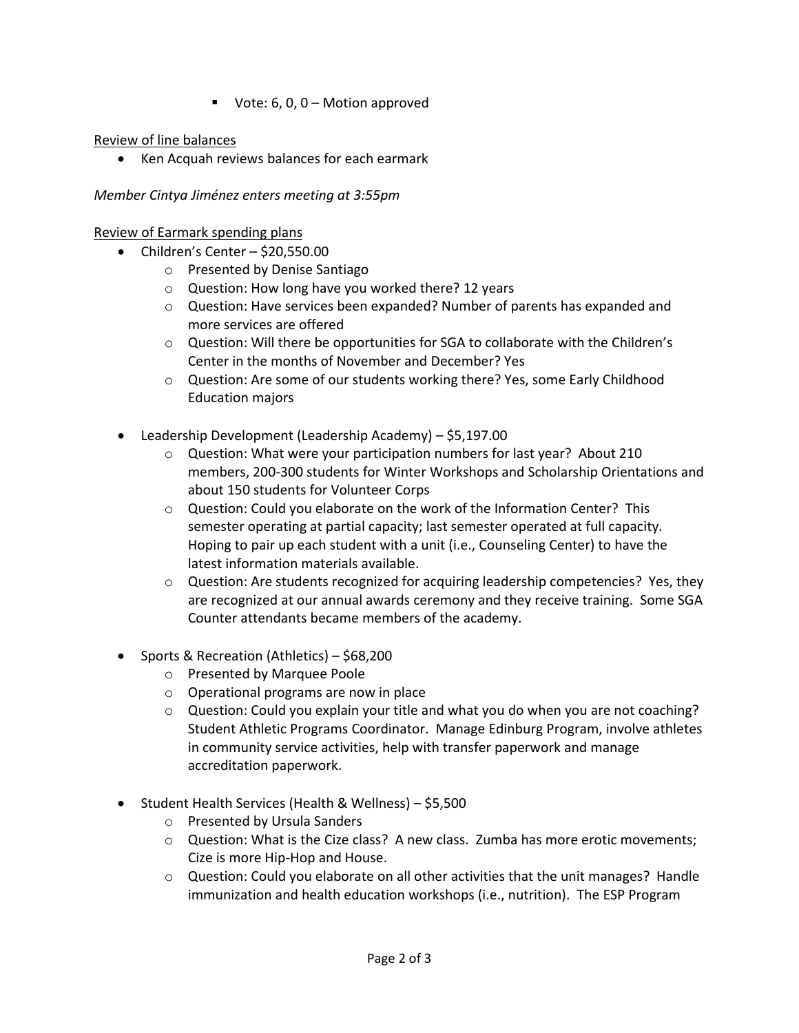- Vote: 6, 0, 0 – Motion approved

Review of line balances

- Ken Acquah reviews balances for each earmark

*Member Cintya Jiménez enters meeting at 3:55pm*

Review of Earmark spending plans

- Children's Center – $20,550.00
  - Presented by Denise Santiago
  - Question: How long have you worked there? 12 years
  - Question: Have services been expanded? Number of parents has expanded and more services are offered
  - Question: Will there be opportunities for SGA to collaborate with the Children's Center in the months of November and December? Yes
  - Question: Are some of our students working there? Yes, some Early Childhood Education majors

- Leadership Development (Leadership Academy) – $5,197.00
  - Question: What were your participation numbers for last year? About 210 members, 200-300 students for Winter Workshops and Scholarship Orientations and about 150 students for Volunteer Corps
  - Question: Could you elaborate on the work of the Information Center? This semester operating at partial capacity; last semester operated at full capacity. Hoping to pair up each student with a unit (i.e., Counseling Center) to have the latest information materials available.
  - Question: Are students recognized for acquiring leadership competencies? Yes, they are recognized at our annual awards ceremony and they receive training. Some SGA Counter attendants became members of the academy.

- Sports & Recreation (Athletics) – $68,200
  - Presented by Marquee Poole
  - Operational programs are now in place
  - Question: Could you explain your title and what you do when you are not coaching? Student Athletic Programs Coordinator. Manage Edinburg Program, involve athletes in community service activities, help with transfer paperwork and manage accreditation paperwork.

- Student Health Services (Health & Wellness) – $5,500
  - Presented by Ursula Sanders
  - Question: What is the Cize class? A new class. Zumba has more erotic movements; Cize is more Hip-Hop and House.
  - Question: Could you elaborate on all other activities that the unit manages? Handle immunization and health education workshops (i.e., nutrition). The ESP Program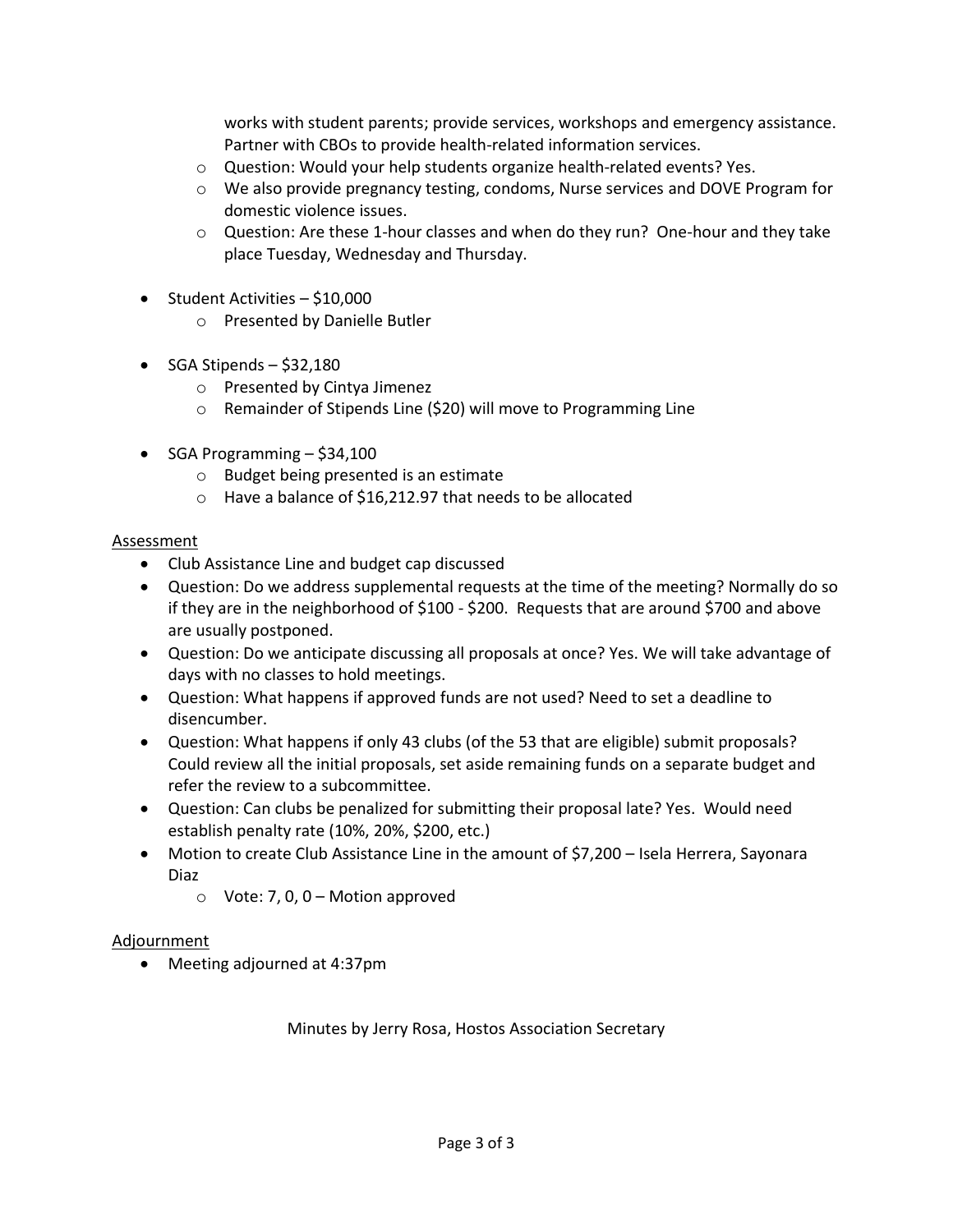works with student parents; provide services, workshops and emergency assistance. Partner with CBOs to provide health-related information services.
  - Question: Would your help students organize health-related events? Yes.
  - We also provide pregnancy testing, condoms, Nurse services and DOVE Program for domestic violence issues.
  - Question: Are these 1-hour classes and when do they run? One-hour and they take place Tuesday, Wednesday and Thursday.

- Student Activities – $10,000
  - Presented by Danielle Butler

- SGA Stipends – $32,180
  - Presented by Cintya Jimenez
  - Remainder of Stipends Line ($20) will move to Programming Line

- SGA Programming – $34,100
  - Budget being presented is an estimate
  - Have a balance of $16,212.97 that needs to be allocated

<u>Assessment</u>

- Club Assistance Line and budget cap discussed
- Question: Do we address supplemental requests at the time of the meeting? Normally do so if they are in the neighborhood of $100 - $200. Requests that are around $700 and above are usually postponed.
- Question: Do we anticipate discussing all proposals at once? Yes. We will take advantage of days with no classes to hold meetings.
- Question: What happens if approved funds are not used? Need to set a deadline to disencumber.
- Question: What happens if only 43 clubs (of the 53 that are eligible) submit proposals? Could review all the initial proposals, set aside remaining funds on a separate budget and refer the review to a subcommittee.
- Question: Can clubs be penalized for submitting their proposal late? Yes. Would need establish penalty rate (10%, 20%, $200, etc.)
- Motion to create Club Assistance Line in the amount of $7,200 – Isela Herrera, Sayonara Diaz
  - Vote: 7, 0, 0 – Motion approved

<u>Adjournment</u>

- Meeting adjourned at 4:37pm

Minutes by Jerry Rosa, Hostos Association Secretary